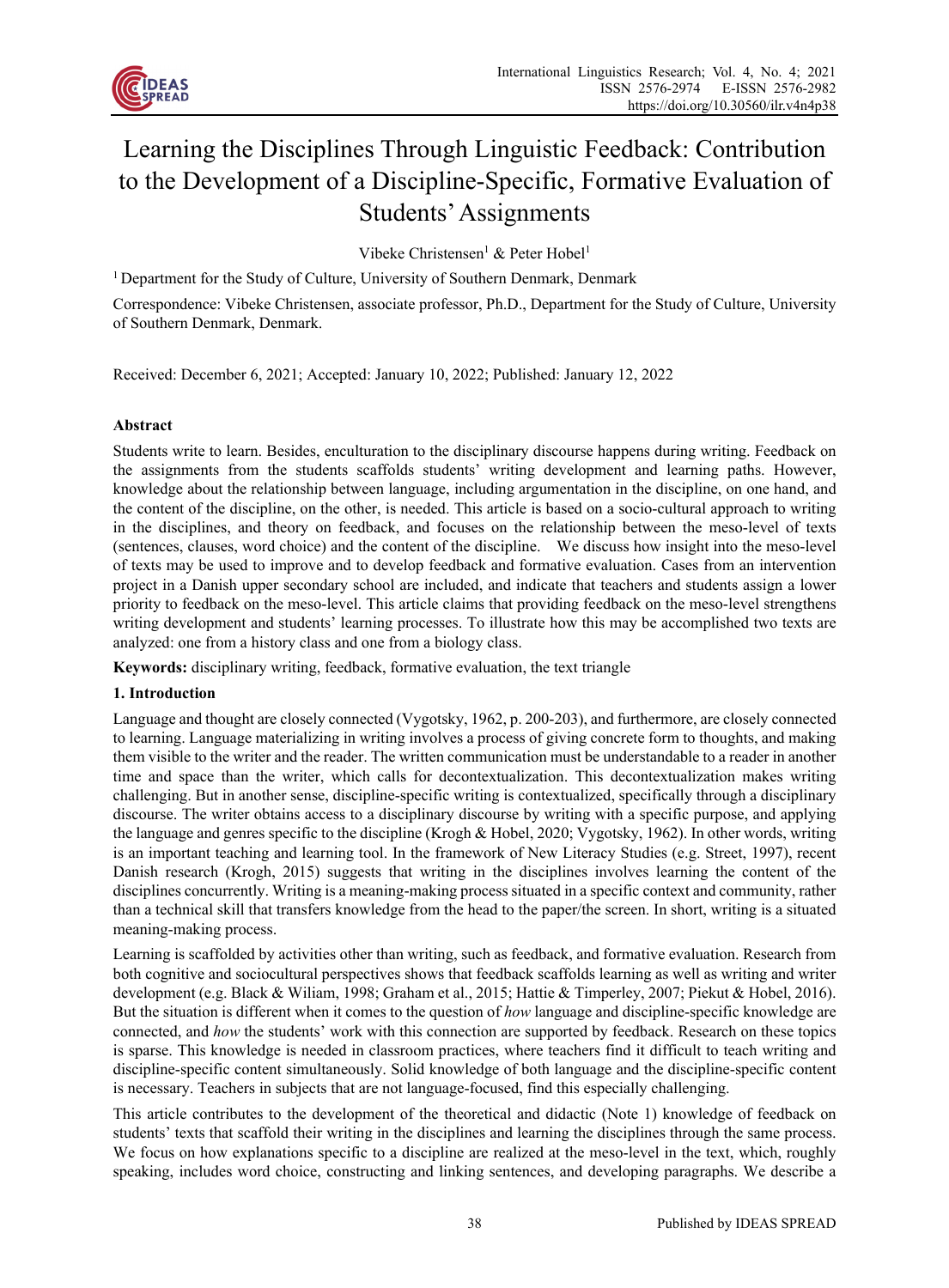# Learning the Disciplines Through Linguistic Feedback: Contribution to the Development of a Discipline-Specific, Formative Evaluation of Students' Assignments

Vibeke Christensen[1] & Peter Hobel[1]

[1] Department for the Study of Culture, University of Southern Denmark, Denmark

Correspondence: Vibeke Christensen, associate professor, Ph.D., Department for the Study of Culture, University of Southern Denmark, Denmark.

Received: December 6, 2021; Accepted: January 10, 2022; Published: January 12, 2022

**Abstract**

Students write to learn. Besides, enculturation to the disciplinary discourse happens during writing. Feedback on the assignments from the students scaffolds students' writing development and learning paths. However, knowledge about the relationship between language, including argumentation in the discipline, on one hand, and the content of the discipline, on the other, is needed. This article is based on a socio-cultural approach to writing in the disciplines, and theory on feedback, and focuses on the relationship between the meso-level of texts (sentences, clauses, word choice) and the content of the discipline. We discuss how insight into the meso-level of texts may be used to improve and to develop feedback and formative evaluation. Cases from an intervention project in a Danish upper secondary school are included, and indicate that teachers and students assign a lower priority to feedback on the meso-level. This article claims that providing feedback on the meso-level strengthens writing development and students' learning processes. To illustrate how this may be accomplished two texts are analyzed: one from a history class and one from a biology class.

**Keywords:** disciplinary writing, feedback, formative evaluation, the text triangle

## 1. Introduction

Language and thought are closely connected (Vygotsky, 1962, p. 200-203), and furthermore, are closely connected to learning. Language materializing in writing involves a process of giving concrete form to thoughts, and making them visible to the writer and the reader. The written communication must be understandable to a reader in another time and space than the writer, which calls for decontextualization. This decontextualization makes writing challenging. But in another sense, discipline-specific writing is contextualized, specifically through a disciplinary discourse. The writer obtains access to a disciplinary discourse by writing with a specific purpose, and applying the language and genres specific to the discipline (Krogh & Hobel, 2020; Vygotsky, 1962). In other words, writing is an important teaching and learning tool. In the framework of New Literacy Studies (e.g. Street, 1997), recent Danish research (Krogh, 2015) suggests that writing in the disciplines involves learning the content of the disciplines concurrently. Writing is a meaning-making process situated in a specific context and community, rather than a technical skill that transfers knowledge from the head to the paper/the screen. In short, writing is a situated meaning-making process.

Learning is scaffolded by activities other than writing, such as feedback, and formative evaluation. Research from both cognitive and sociocultural perspectives shows that feedback scaffolds learning as well as writing and writer development (e.g. Black & Wiliam, 1998; Graham et al., 2015; Hattie & Timperley, 2007; Piekut & Hobel, 2016). But the situation is different when it comes to the question of *how* language and discipline-specific knowledge are connected, and *how* the students' work with this connection are supported by feedback. Research on these topics is sparse. This knowledge is needed in classroom practices, where teachers find it difficult to teach writing and discipline-specific content simultaneously. Solid knowledge of both language and the discipline-specific content is necessary. Teachers in subjects that are not language-focused, find this especially challenging.

This article contributes to the development of the theoretical and didactic (Note 1) knowledge of feedback on students' texts that scaffold their writing in the disciplines and learning the disciplines through the same process. We focus on how explanations specific to a discipline are realized at the meso-level in the text, which, roughly speaking, includes word choice, constructing and linking sentences, and developing paragraphs. We describe a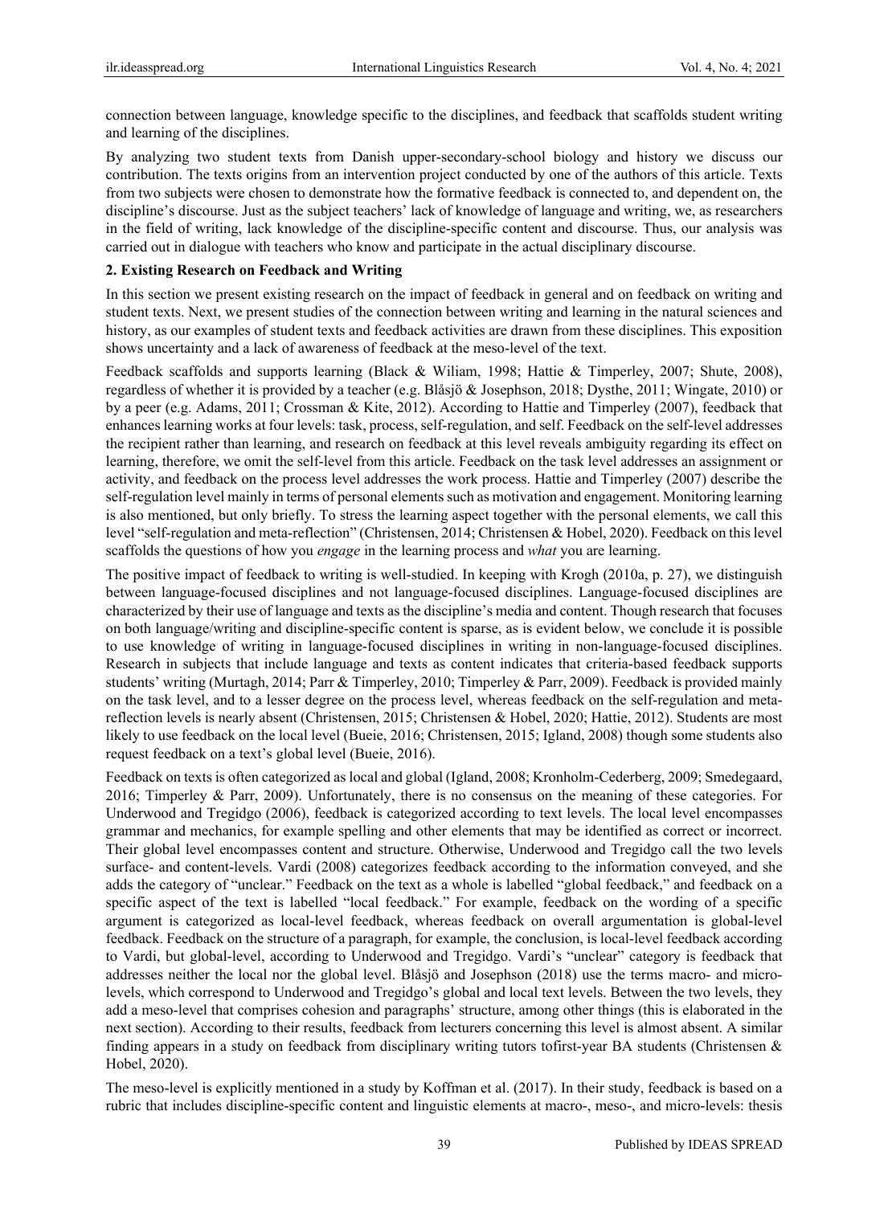connection between language, knowledge specific to the disciplines, and feedback that scaffolds student writing and learning of the disciplines.

By analyzing two student texts from Danish upper-secondary-school biology and history we discuss our contribution. The texts origins from an intervention project conducted by one of the authors of this article. Texts from two subjects were chosen to demonstrate how the formative feedback is connected to, and dependent on, the discipline's discourse. Just as the subject teachers' lack of knowledge of language and writing, we, as researchers in the field of writing, lack knowledge of the discipline-specific content and discourse. Thus, our analysis was carried out in dialogue with teachers who know and participate in the actual disciplinary discourse.

## 2. Existing Research on Feedback and Writing

In this section we present existing research on the impact of feedback in general and on feedback on writing and student texts. Next, we present studies of the connection between writing and learning in the natural sciences and history, as our examples of student texts and feedback activities are drawn from these disciplines. This exposition shows uncertainty and a lack of awareness of feedback at the meso-level of the text.

Feedback scaffolds and supports learning (Black & Wiliam, 1998; Hattie & Timperley, 2007; Shute, 2008), regardless of whether it is provided by a teacher (e.g. Blåsjö & Josephson, 2018; Dysthe, 2011; Wingate, 2010) or by a peer (e.g. Adams, 2011; Crossman & Kite, 2012). According to Hattie and Timperley (2007), feedback that enhances learning works at four levels: task, process, self-regulation, and self. Feedback on the self-level addresses the recipient rather than learning, and research on feedback at this level reveals ambiguity regarding its effect on learning, therefore, we omit the self-level from this article. Feedback on the task level addresses an assignment or activity, and feedback on the process level addresses the work process. Hattie and Timperley (2007) describe the self-regulation level mainly in terms of personal elements such as motivation and engagement. Monitoring learning is also mentioned, but only briefly. To stress the learning aspect together with the personal elements, we call this level "self-regulation and meta-reflection" (Christensen, 2014; Christensen & Hobel, 2020). Feedback on this level scaffolds the questions of how you *engage* in the learning process and *what* you are learning.

The positive impact of feedback to writing is well-studied. In keeping with Krogh (2010a, p. 27), we distinguish between language-focused disciplines and not language-focused disciplines. Language-focused disciplines are characterized by their use of language and texts as the discipline's media and content. Though research that focuses on both language/writing and discipline-specific content is sparse, as is evident below, we conclude it is possible to use knowledge of writing in language-focused disciplines in writing in non-language-focused disciplines. Research in subjects that include language and texts as content indicates that criteria-based feedback supports students' writing (Murtagh, 2014; Parr & Timperley, 2010; Timperley & Parr, 2009). Feedback is provided mainly on the task level, and to a lesser degree on the process level, whereas feedback on the self-regulation and meta-reflection levels is nearly absent (Christensen, 2015; Christensen & Hobel, 2020; Hattie, 2012). Students are most likely to use feedback on the local level (Bueie, 2016; Christensen, 2015; Igland, 2008) though some students also request feedback on a text's global level (Bueie, 2016).

Feedback on texts is often categorized as local and global (Igland, 2008; Kronholm-Cederberg, 2009; Smedegaard, 2016; Timperley & Parr, 2009). Unfortunately, there is no consensus on the meaning of these categories. For Underwood and Tregidgo (2006), feedback is categorized according to text levels. The local level encompasses grammar and mechanics, for example spelling and other elements that may be identified as correct or incorrect. Their global level encompasses content and structure. Otherwise, Underwood and Tregidgo call the two levels surface- and content-levels. Vardi (2008) categorizes feedback according to the information conveyed, and she adds the category of "unclear." Feedback on the text as a whole is labelled "global feedback," and feedback on a specific aspect of the text is labelled "local feedback." For example, feedback on the wording of a specific argument is categorized as local-level feedback, whereas feedback on overall argumentation is global-level feedback. Feedback on the structure of a paragraph, for example, the conclusion, is local-level feedback according to Vardi, but global-level, according to Underwood and Tregidgo. Vardi's "unclear" category is feedback that addresses neither the local nor the global level. Blåsjö and Josephson (2018) use the terms macro- and micro-levels, which correspond to Underwood and Tregidgo's global and local text levels. Between the two levels, they add a meso-level that comprises cohesion and paragraphs' structure, among other things (this is elaborated in the next section). According to their results, feedback from lecturers concerning this level is almost absent. A similar finding appears in a study on feedback from disciplinary writing tutors tofirst-year BA students (Christensen & Hobel, 2020).

The meso-level is explicitly mentioned in a study by Koffman et al. (2017). In their study, feedback is based on a rubric that includes discipline-specific content and linguistic elements at macro-, meso-, and micro-levels: thesis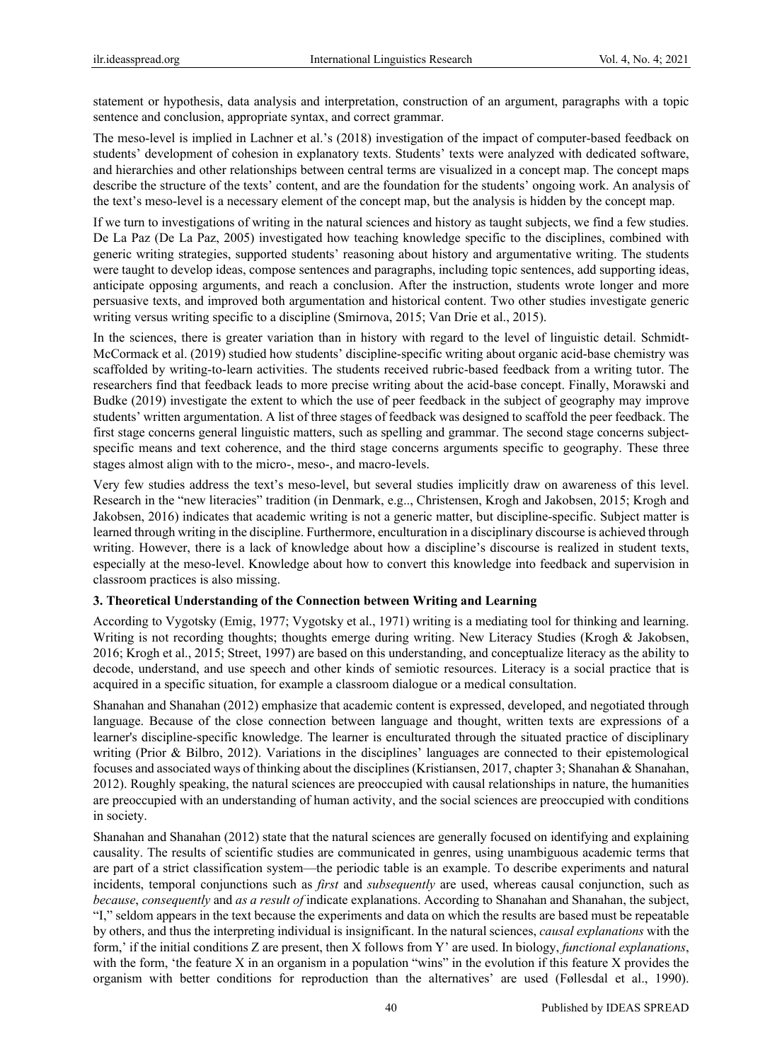statement or hypothesis, data analysis and interpretation, construction of an argument, paragraphs with a topic sentence and conclusion, appropriate syntax, and correct grammar.

The meso-level is implied in Lachner et al.'s (2018) investigation of the impact of computer-based feedback on students' development of cohesion in explanatory texts. Students' texts were analyzed with dedicated software, and hierarchies and other relationships between central terms are visualized in a concept map. The concept maps describe the structure of the texts' content, and are the foundation for the students' ongoing work. An analysis of the text's meso-level is a necessary element of the concept map, but the analysis is hidden by the concept map.

If we turn to investigations of writing in the natural sciences and history as taught subjects, we find a few studies. De La Paz (De La Paz, 2005) investigated how teaching knowledge specific to the disciplines, combined with generic writing strategies, supported students' reasoning about history and argumentative writing. The students were taught to develop ideas, compose sentences and paragraphs, including topic sentences, add supporting ideas, anticipate opposing arguments, and reach a conclusion. After the instruction, students wrote longer and more persuasive texts, and improved both argumentation and historical content. Two other studies investigate generic writing versus writing specific to a discipline (Smirnova, 2015; Van Drie et al., 2015).

In the sciences, there is greater variation than in history with regard to the level of linguistic detail. Schmidt-McCormack et al. (2019) studied how students' discipline-specific writing about organic acid-base chemistry was scaffolded by writing-to-learn activities. The students received rubric-based feedback from a writing tutor. The researchers find that feedback leads to more precise writing about the acid-base concept. Finally, Morawski and Budke (2019) investigate the extent to which the use of peer feedback in the subject of geography may improve students' written argumentation. A list of three stages of feedback was designed to scaffold the peer feedback. The first stage concerns general linguistic matters, such as spelling and grammar. The second stage concerns subject-specific means and text coherence, and the third stage concerns arguments specific to geography. These three stages almost align with to the micro-, meso-, and macro-levels.

Very few studies address the text's meso-level, but several studies implicitly draw on awareness of this level. Research in the "new literacies" tradition (in Denmark, e.g.., Christensen, Krogh and Jakobsen, 2015; Krogh and Jakobsen, 2016) indicates that academic writing is not a generic matter, but discipline-specific. Subject matter is learned through writing in the discipline. Furthermore, enculturation in a disciplinary discourse is achieved through writing. However, there is a lack of knowledge about how a discipline's discourse is realized in student texts, especially at the meso-level. Knowledge about how to convert this knowledge into feedback and supervision in classroom practices is also missing.

### 3. Theoretical Understanding of the Connection between Writing and Learning

According to Vygotsky (Emig, 1977; Vygotsky et al., 1971) writing is a mediating tool for thinking and learning. Writing is not recording thoughts; thoughts emerge during writing. New Literacy Studies (Krogh & Jakobsen, 2016; Krogh et al., 2015; Street, 1997) are based on this understanding, and conceptualize literacy as the ability to decode, understand, and use speech and other kinds of semiotic resources. Literacy is a social practice that is acquired in a specific situation, for example a classroom dialogue or a medical consultation.

Shanahan and Shanahan (2012) emphasize that academic content is expressed, developed, and negotiated through language. Because of the close connection between language and thought, written texts are expressions of a learner's discipline-specific knowledge. The learner is enculturated through the situated practice of disciplinary writing (Prior & Bilbro, 2012). Variations in the disciplines' languages are connected to their epistemological focuses and associated ways of thinking about the disciplines (Kristiansen, 2017, chapter 3; Shanahan & Shanahan, 2012). Roughly speaking, the natural sciences are preoccupied with causal relationships in nature, the humanities are preoccupied with an understanding of human activity, and the social sciences are preoccupied with conditions in society.

Shanahan and Shanahan (2012) state that the natural sciences are generally focused on identifying and explaining causality. The results of scientific studies are communicated in genres, using unambiguous academic terms that are part of a strict classification system—the periodic table is an example. To describe experiments and natural incidents, temporal conjunctions such as *first* and *subsequently* are used, whereas causal conjunction, such as *because*, *consequently* and *as a result of* indicate explanations. According to Shanahan and Shanahan, the subject, "I," seldom appears in the text because the experiments and data on which the results are based must be repeatable by others, and thus the interpreting individual is insignificant. In the natural sciences, *causal explanations* with the form,' if the initial conditions Z are present, then X follows from Y' are used. In biology, *functional explanations*, with the form, 'the feature X in an organism in a population "wins" in the evolution if this feature X provides the organism with better conditions for reproduction than the alternatives' are used (Føllesdal et al., 1990).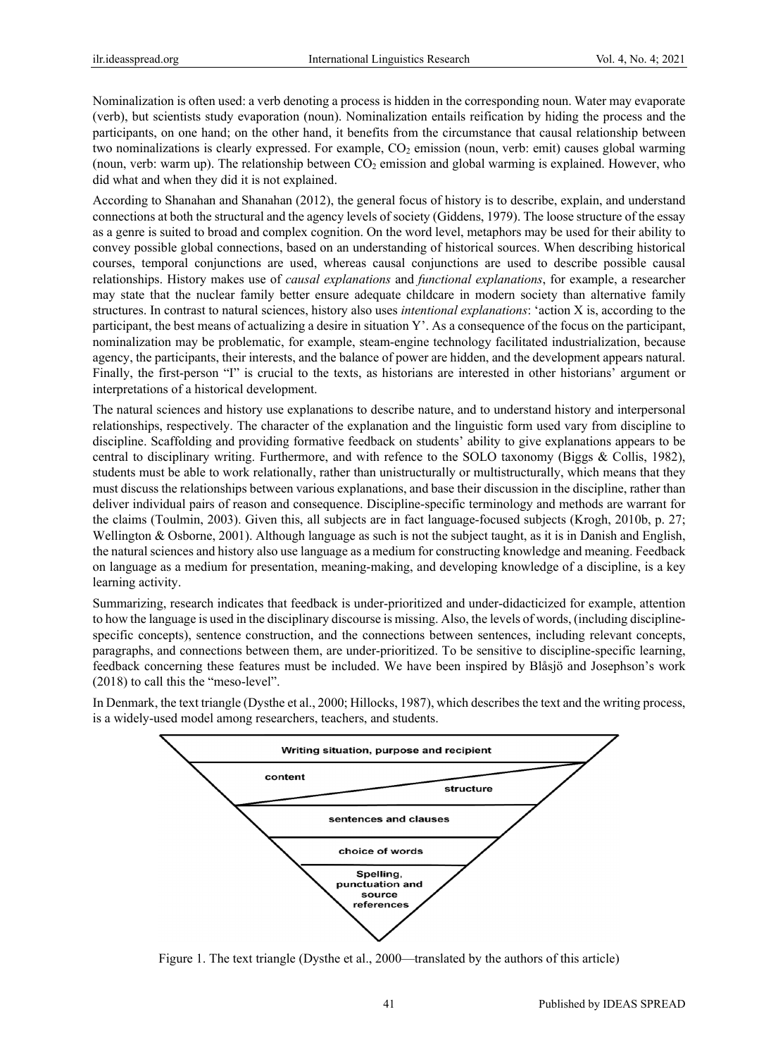Nominalization is often used: a verb denoting a process is hidden in the corresponding noun. Water may evaporate (verb), but scientists study evaporation (noun). Nominalization entails reification by hiding the process and the participants, on one hand; on the other hand, it benefits from the circumstance that causal relationship between two nominalizations is clearly expressed. For example, $CO_2$ emission (noun, verb: emit) causes global warming (noun, verb: warm up). The relationship between $CO_2$ emission and global warming is explained. However, who did what and when they did it is not explained.

According to Shanahan and Shanahan (2012), the general focus of history is to describe, explain, and understand connections at both the structural and the agency levels of society (Giddens, 1979). The loose structure of the essay as a genre is suited to broad and complex cognition. On the word level, metaphors may be used for their ability to convey possible global connections, based on an understanding of historical sources. When describing historical courses, temporal conjunctions are used, whereas causal conjunctions are used to describe possible causal relationships. History makes use of *causal explanations* and *functional explanations*, for example, a researcher may state that the nuclear family better ensure adequate childcare in modern society than alternative family structures. In contrast to natural sciences, history also uses *intentional explanations*: 'action X is, according to the participant, the best means of actualizing a desire in situation Y'. As a consequence of the focus on the participant, nominalization may be problematic, for example, steam-engine technology facilitated industrialization, because agency, the participants, their interests, and the balance of power are hidden, and the development appears natural. Finally, the first-person "I" is crucial to the texts, as historians are interested in other historians' argument or interpretations of a historical development.

The natural sciences and history use explanations to describe nature, and to understand history and interpersonal relationships, respectively. The character of the explanation and the linguistic form used vary from discipline to discipline. Scaffolding and providing formative feedback on students' ability to give explanations appears to be central to disciplinary writing. Furthermore, and with refence to the SOLO taxonomy (Biggs & Collis, 1982), students must be able to work relationally, rather than unistructurally or multistructurally, which means that they must discuss the relationships between various explanations, and base their discussion in the discipline, rather than deliver individual pairs of reason and consequence. Discipline-specific terminology and methods are warrant for the claims (Toulmin, 2003). Given this, all subjects are in fact language-focused subjects (Krogh, 2010b, p. 27; Wellington & Osborne, 2001). Although language as such is not the subject taught, as it is in Danish and English, the natural sciences and history also use language as a medium for constructing knowledge and meaning. Feedback on language as a medium for presentation, meaning-making, and developing knowledge of a discipline, is a key learning activity.

Summarizing, research indicates that feedback is under-prioritized and under-didacticized for example, attention to how the language is used in the disciplinary discourse is missing. Also, the levels of words, (including discipline-specific concepts), sentence construction, and the connections between sentences, including relevant concepts, paragraphs, and connections between them, are under-prioritized. To be sensitive to discipline-specific learning, feedback concerning these features must be included. We have been inspired by Blåsjö and Josephson's work (2018) to call this the "meso-level".

In Denmark, the text triangle (Dysthe et al., 2000; Hillocks, 1987), which describes the text and the writing process, is a widely-used model among researchers, teachers, and students.

Writing situation, purpose and recipient

content / structure

sentences and clauses

choice of words

Spelling, punctuation and source references

Figure 1. The text triangle (Dysthe et al., 2000—translated by the authors of this article)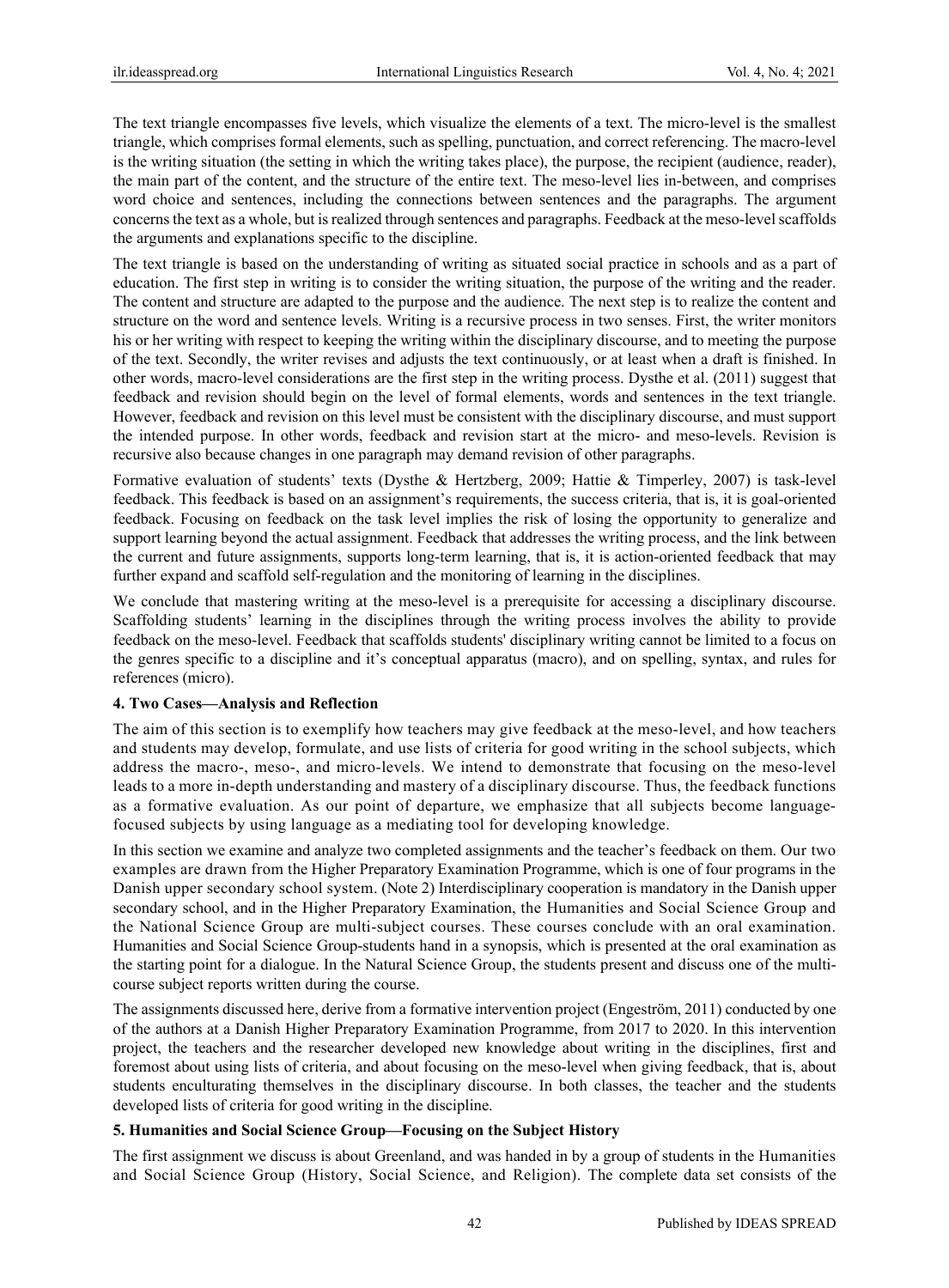The text triangle encompasses five levels, which visualize the elements of a text. The micro-level is the smallest triangle, which comprises formal elements, such as spelling, punctuation, and correct referencing. The macro-level is the writing situation (the setting in which the writing takes place), the purpose, the recipient (audience, reader), the main part of the content, and the structure of the entire text. The meso-level lies in-between, and comprises word choice and sentences, including the connections between sentences and the paragraphs. The argument concerns the text as a whole, but is realized through sentences and paragraphs. Feedback at the meso-level scaffolds the arguments and explanations specific to the discipline.

The text triangle is based on the understanding of writing as situated social practice in schools and as a part of education. The first step in writing is to consider the writing situation, the purpose of the writing and the reader. The content and structure are adapted to the purpose and the audience. The next step is to realize the content and structure on the word and sentence levels. Writing is a recursive process in two senses. First, the writer monitors his or her writing with respect to keeping the writing within the disciplinary discourse, and to meeting the purpose of the text. Secondly, the writer revises and adjusts the text continuously, or at least when a draft is finished. In other words, macro-level considerations are the first step in the writing process. Dysthe et al. (2011) suggest that feedback and revision should begin on the level of formal elements, words and sentences in the text triangle. However, feedback and revision on this level must be consistent with the disciplinary discourse, and must support the intended purpose. In other words, feedback and revision start at the micro- and meso-levels. Revision is recursive also because changes in one paragraph may demand revision of other paragraphs.

Formative evaluation of students' texts (Dysthe & Hertzberg, 2009; Hattie & Timperley, 2007) is task-level feedback. This feedback is based on an assignment's requirements, the success criteria, that is, it is goal-oriented feedback. Focusing on feedback on the task level implies the risk of losing the opportunity to generalize and support learning beyond the actual assignment. Feedback that addresses the writing process, and the link between the current and future assignments, supports long-term learning, that is, it is action-oriented feedback that may further expand and scaffold self-regulation and the monitoring of learning in the disciplines.

We conclude that mastering writing at the meso-level is a prerequisite for accessing a disciplinary discourse. Scaffolding students' learning in the disciplines through the writing process involves the ability to provide feedback on the meso-level. Feedback that scaffolds students' disciplinary writing cannot be limited to a focus on the genres specific to a discipline and it's conceptual apparatus (macro), and on spelling, syntax, and rules for references (micro).

## 4. Two Cases—Analysis and Reflection

The aim of this section is to exemplify how teachers may give feedback at the meso-level, and how teachers and students may develop, formulate, and use lists of criteria for good writing in the school subjects, which address the macro-, meso-, and micro-levels. We intend to demonstrate that focusing on the meso-level leads to a more in-depth understanding and mastery of a disciplinary discourse. Thus, the feedback functions as a formative evaluation. As our point of departure, we emphasize that all subjects become language-focused subjects by using language as a mediating tool for developing knowledge.

In this section we examine and analyze two completed assignments and the teacher's feedback on them. Our two examples are drawn from the Higher Preparatory Examination Programme, which is one of four programs in the Danish upper secondary school system. (Note 2) Interdisciplinary cooperation is mandatory in the Danish upper secondary school, and in the Higher Preparatory Examination, the Humanities and Social Science Group and the National Science Group are multi-subject courses. These courses conclude with an oral examination. Humanities and Social Science Group-students hand in a synopsis, which is presented at the oral examination as the starting point for a dialogue. In the Natural Science Group, the students present and discuss one of the multi-course subject reports written during the course.

The assignments discussed here, derive from a formative intervention project (Engeström, 2011) conducted by one of the authors at a Danish Higher Preparatory Examination Programme, from 2017 to 2020. In this intervention project, the teachers and the researcher developed new knowledge about writing in the disciplines, first and foremost about using lists of criteria, and about focusing on the meso-level when giving feedback, that is, about students enculturating themselves in the disciplinary discourse. In both classes, the teacher and the students developed lists of criteria for good writing in the discipline.

## 5. Humanities and Social Science Group—Focusing on the Subject History

The first assignment we discuss is about Greenland, and was handed in by a group of students in the Humanities and Social Science Group (History, Social Science, and Religion). The complete data set consists of the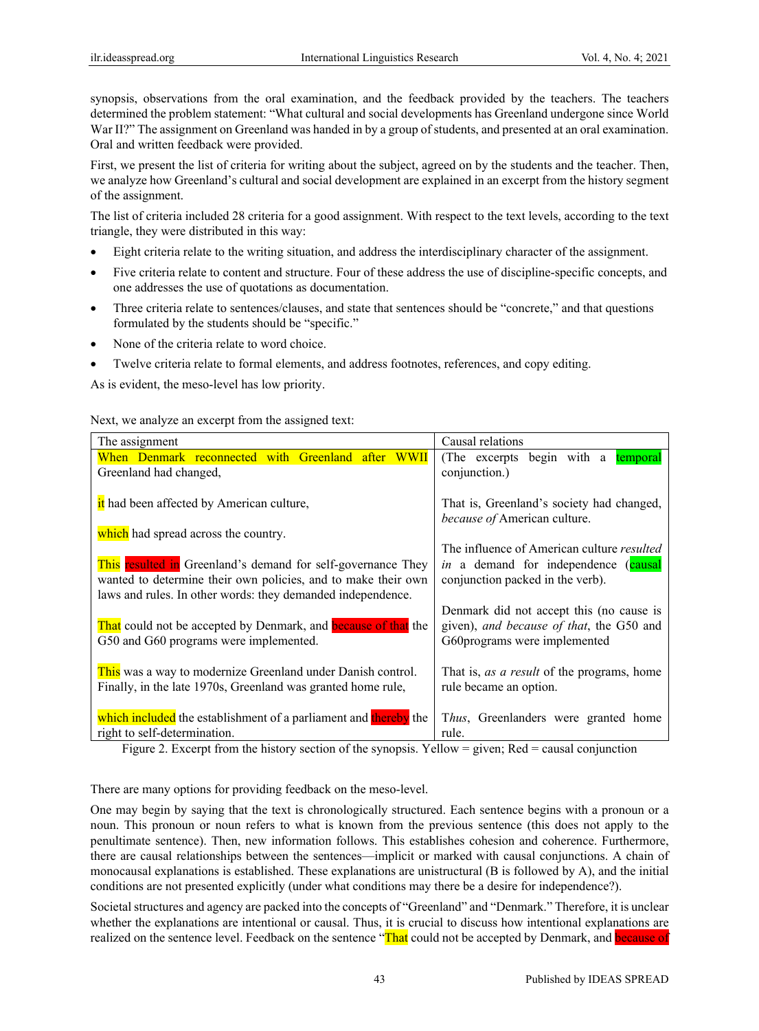synopsis, observations from the oral examination, and the feedback provided by the teachers. The teachers determined the problem statement: "What cultural and social developments has Greenland undergone since World War II?" The assignment on Greenland was handed in by a group of students, and presented at an oral examination. Oral and written feedback were provided.

First, we present the list of criteria for writing about the subject, agreed on by the students and the teacher. Then, we analyze how Greenland's cultural and social development are explained in an excerpt from the history segment of the assignment.

The list of criteria included 28 criteria for a good assignment. With respect to the text levels, according to the text triangle, they were distributed in this way:

- Eight criteria relate to the writing situation, and address the interdisciplinary character of the assignment.
- Five criteria relate to content and structure. Four of these address the use of discipline-specific concepts, and one addresses the use of quotations as documentation.
- Three criteria relate to sentences/clauses, and state that sentences should be "concrete," and that questions formulated by the students should be "specific."
- None of the criteria relate to word choice.
- Twelve criteria relate to formal elements, and address footnotes, references, and copy editing.

As is evident, the meso-level has low priority.

Next, we analyze an excerpt from the assigned text:

| The assignment | Causal relations |
|---|---|
| When Denmark reconnected with Greenland after WWII Greenland had changed, | (The excerpts begin with a temporal conjunction.) |
| it had been affected by American culture, | That is, Greenland's society had changed, *because of* American culture. |
| which had spread across the country. | |
| This resulted in Greenland's demand for self-governance They wanted to determine their own policies, and to make their own laws and rules. In other words: they demanded independence. | The influence of American culture *resulted in* a demand for independence (causal conjunction packed in the verb). |
| That could not be accepted by Denmark, and because of that the G50 and G60 programs were implemented. | Denmark did not accept this (no cause is given), *and because of that*, the G50 and G60programs were implemented |
| This was a way to modernize Greenland under Danish control. Finally, in the late 1970s, Greenland was granted home rule, | That is, *as a result* of the programs, home rule became an option. |
| which included the establishment of a parliament and thereby the right to self-determination. | T*hus*, Greenlanders were granted home rule. |

Figure 2. Excerpt from the history section of the synopsis. Yellow = given; Red = causal conjunction

There are many options for providing feedback on the meso-level.

One may begin by saying that the text is chronologically structured. Each sentence begins with a pronoun or a noun. This pronoun or noun refers to what is known from the previous sentence (this does not apply to the penultimate sentence). Then, new information follows. This establishes cohesion and coherence. Furthermore, there are causal relationships between the sentences—implicit or marked with causal conjunctions. A chain of monocausal explanations is established. These explanations are unistructural (B is followed by A), and the initial conditions are not presented explicitly (under what conditions may there be a desire for independence?).

Societal structures and agency are packed into the concepts of "Greenland" and "Denmark." Therefore, it is unclear whether the explanations are intentional or causal. Thus, it is crucial to discuss how intentional explanations are realized on the sentence level. Feedback on the sentence "That could not be accepted by Denmark, and because of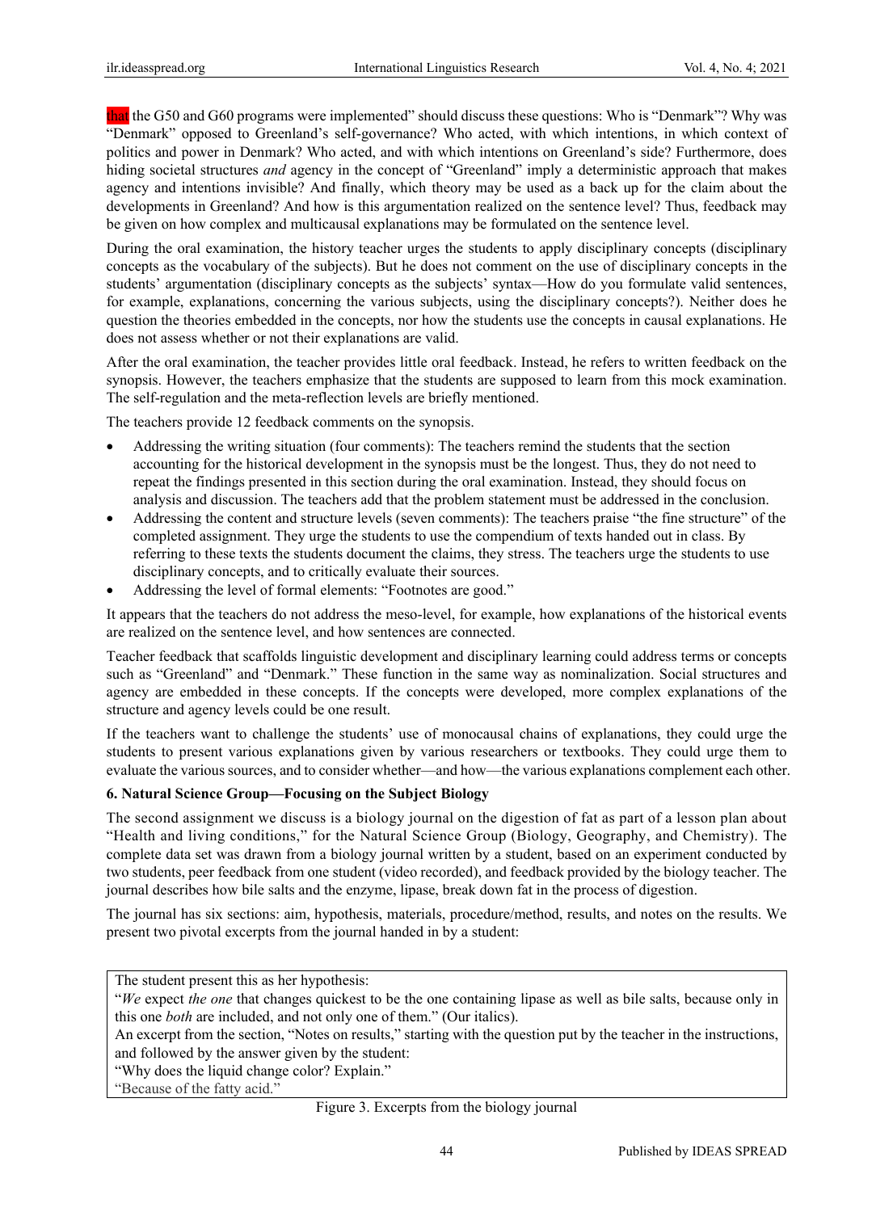that the G50 and G60 programs were implemented" should discuss these questions: Who is "Denmark"? Why was "Denmark" opposed to Greenland's self-governance? Who acted, with which intentions, in which context of politics and power in Denmark? Who acted, and with which intentions on Greenland's side? Furthermore, does hiding societal structures *and* agency in the concept of "Greenland" imply a deterministic approach that makes agency and intentions invisible? And finally, which theory may be used as a back up for the claim about the developments in Greenland? And how is this argumentation realized on the sentence level? Thus, feedback may be given on how complex and multicausal explanations may be formulated on the sentence level.

During the oral examination, the history teacher urges the students to apply disciplinary concepts (disciplinary concepts as the vocabulary of the subjects). But he does not comment on the use of disciplinary concepts in the students' argumentation (disciplinary concepts as the subjects' syntax—How do you formulate valid sentences, for example, explanations, concerning the various subjects, using the disciplinary concepts?). Neither does he question the theories embedded in the concepts, nor how the students use the concepts in causal explanations. He does not assess whether or not their explanations are valid.

After the oral examination, the teacher provides little oral feedback. Instead, he refers to written feedback on the synopsis. However, the teachers emphasize that the students are supposed to learn from this mock examination. The self-regulation and the meta-reflection levels are briefly mentioned.

The teachers provide 12 feedback comments on the synopsis.

- Addressing the writing situation (four comments): The teachers remind the students that the section accounting for the historical development in the synopsis must be the longest. Thus, they do not need to repeat the findings presented in this section during the oral examination. Instead, they should focus on analysis and discussion. The teachers add that the problem statement must be addressed in the conclusion.
- Addressing the content and structure levels (seven comments): The teachers praise "the fine structure" of the completed assignment. They urge the students to use the compendium of texts handed out in class. By referring to these texts the students document the claims, they stress. The teachers urge the students to use disciplinary concepts, and to critically evaluate their sources.
- Addressing the level of formal elements: "Footnotes are good."

It appears that the teachers do not address the meso-level, for example, how explanations of the historical events are realized on the sentence level, and how sentences are connected.

Teacher feedback that scaffolds linguistic development and disciplinary learning could address terms or concepts such as "Greenland" and "Denmark." These function in the same way as nominalization. Social structures and agency are embedded in these concepts. If the concepts were developed, more complex explanations of the structure and agency levels could be one result.

If the teachers want to challenge the students' use of monocausal chains of explanations, they could urge the students to present various explanations given by various researchers or textbooks. They could urge them to evaluate the various sources, and to consider whether—and how—the various explanations complement each other.

### 6. Natural Science Group—Focusing on the Subject Biology

The second assignment we discuss is a biology journal on the digestion of fat as part of a lesson plan about "Health and living conditions," for the Natural Science Group (Biology, Geography, and Chemistry). The complete data set was drawn from a biology journal written by a student, based on an experiment conducted by two students, peer feedback from one student (video recorded), and feedback provided by the biology teacher. The journal describes how bile salts and the enzyme, lipase, break down fat in the process of digestion.

The journal has six sections: aim, hypothesis, materials, procedure/method, results, and notes on the results. We present two pivotal excerpts from the journal handed in by a student:

> The student present this as her hypothesis:
>
> "*We* expect *the one* that changes quickest to be the one containing lipase as well as bile salts, because only in this one *both* are included, and not only one of them." (Our italics).
>
> An excerpt from the section, "Notes on results," starting with the question put by the teacher in the instructions, and followed by the answer given by the student:
>
> "Why does the liquid change color? Explain."
>
> "Because of the fatty acid."

Figure 3. Excerpts from the biology journal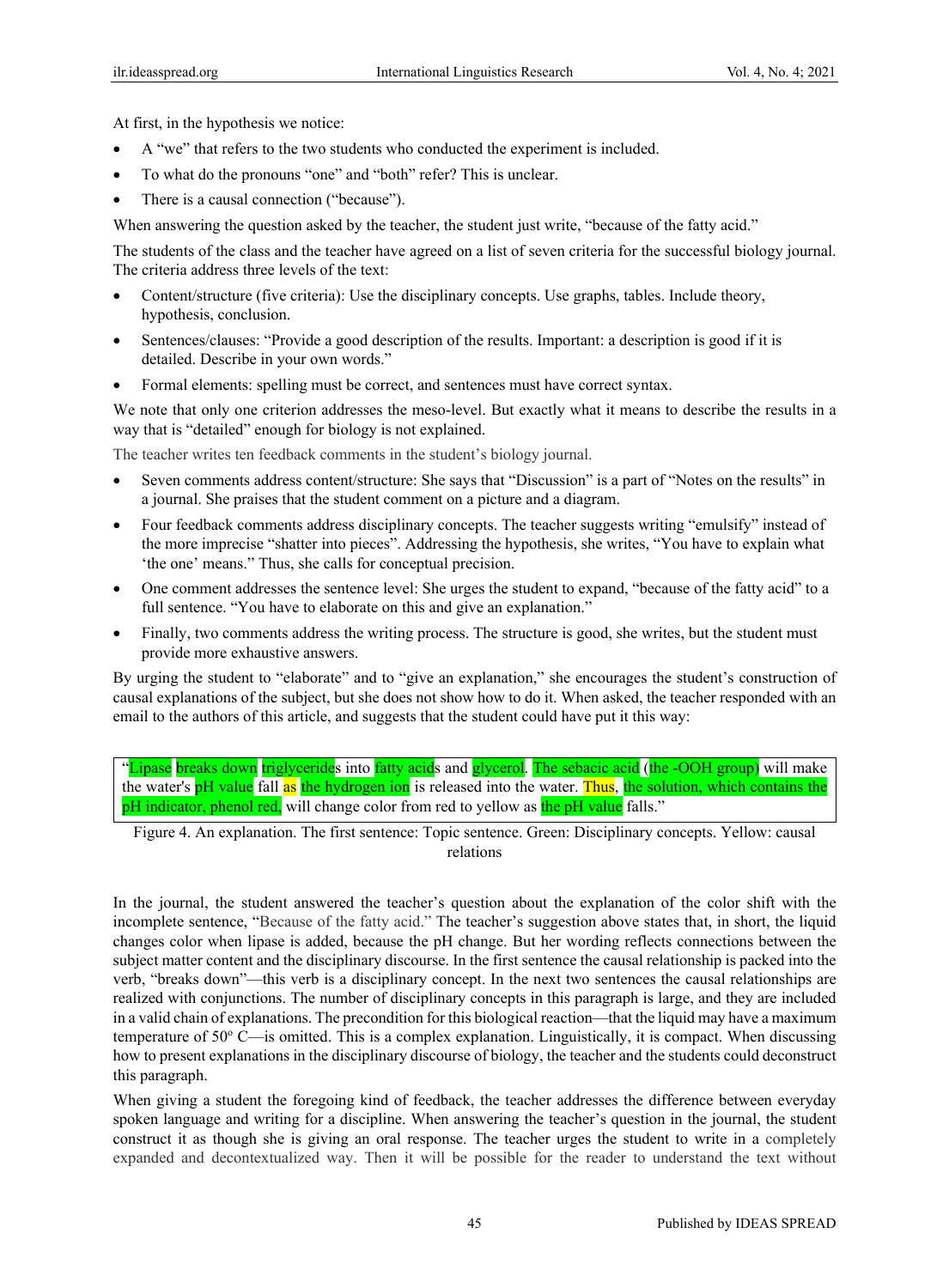At first, in the hypothesis we notice:

- A "we" that refers to the two students who conducted the experiment is included.
- To what do the pronouns "one" and "both" refer? This is unclear.
- There is a causal connection ("because").

When answering the question asked by the teacher, the student just write, "because of the fatty acid."

The students of the class and the teacher have agreed on a list of seven criteria for the successful biology journal. The criteria address three levels of the text:

- Content/structure (five criteria): Use the disciplinary concepts. Use graphs, tables. Include theory, hypothesis, conclusion.
- Sentences/clauses: "Provide a good description of the results. Important: a description is good if it is detailed. Describe in your own words."
- Formal elements: spelling must be correct, and sentences must have correct syntax.

We note that only one criterion addresses the meso-level. But exactly what it means to describe the results in a way that is "detailed" enough for biology is not explained.

The teacher writes ten feedback comments in the student's biology journal.

- Seven comments address content/structure: She says that "Discussion" is a part of "Notes on the results" in a journal. She praises that the student comment on a picture and a diagram.
- Four feedback comments address disciplinary concepts. The teacher suggests writing "emulsify" instead of the more imprecise "shatter into pieces". Addressing the hypothesis, she writes, "You have to explain what 'the one' means." Thus, she calls for conceptual precision.
- One comment addresses the sentence level: She urges the student to expand, "because of the fatty acid" to a full sentence. "You have to elaborate on this and give an explanation."
- Finally, two comments address the writing process. The structure is good, she writes, but the student must provide more exhaustive answers.

By urging the student to "elaborate" and to "give an explanation," she encourages the student's construction of causal explanations of the subject, but she does not show how to do it. When asked, the teacher responded with an email to the authors of this article, and suggests that the student could have put it this way:

> "Lipase breaks down triglycerides into fatty acids and glycerol. The sebacic acid (the -OOH group) will make the water's pH value fall as the hydrogen ion is released into the water. Thus, the solution, which contains the pH indicator, phenol red, will change color from red to yellow as the pH value falls."

Figure 4. An explanation. The first sentence: Topic sentence. Green: Disciplinary concepts. Yellow: causal relations

In the journal, the student answered the teacher's question about the explanation of the color shift with the incomplete sentence, "Because of the fatty acid." The teacher's suggestion above states that, in short, the liquid changes color when lipase is added, because the pH change. But her wording reflects connections between the subject matter content and the disciplinary discourse. In the first sentence the causal relationship is packed into the verb, "breaks down"—this verb is a disciplinary concept. In the next two sentences the causal relationships are realized with conjunctions. The number of disciplinary concepts in this paragraph is large, and they are included in a valid chain of explanations. The precondition for this biological reaction—that the liquid may have a maximum temperature of 50° C—is omitted. This is a complex explanation. Linguistically, it is compact. When discussing how to present explanations in the disciplinary discourse of biology, the teacher and the students could deconstruct this paragraph.

When giving a student the foregoing kind of feedback, the teacher addresses the difference between everyday spoken language and writing for a discipline. When answering the teacher's question in the journal, the student construct it as though she is giving an oral response. The teacher urges the student to write in a completely expanded and decontextualized way. Then it will be possible for the reader to understand the text without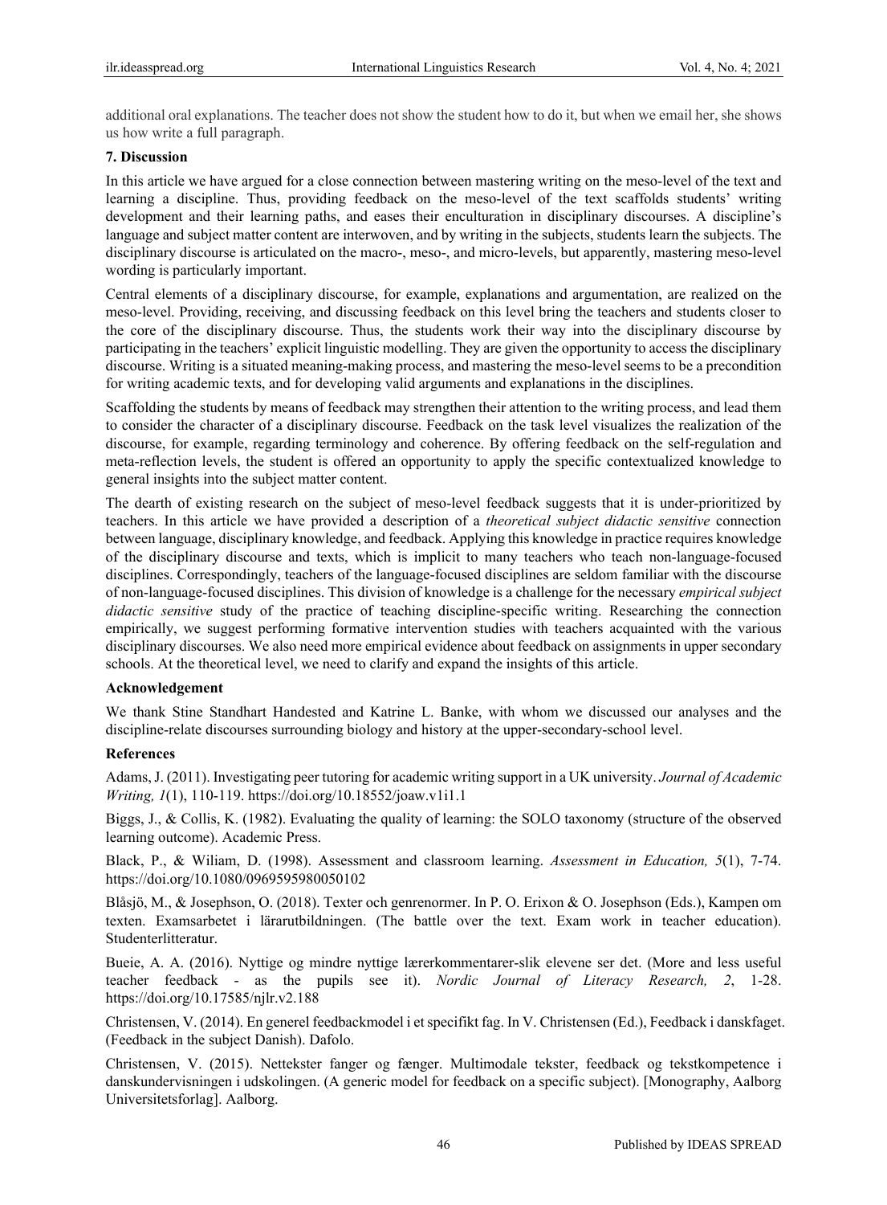additional oral explanations. The teacher does not show the student how to do it, but when we email her, she shows us how write a full paragraph.

## 7. Discussion

In this article we have argued for a close connection between mastering writing on the meso-level of the text and learning a discipline. Thus, providing feedback on the meso-level of the text scaffolds students' writing development and their learning paths, and eases their enculturation in disciplinary discourses. A discipline's language and subject matter content are interwoven, and by writing in the subjects, students learn the subjects. The disciplinary discourse is articulated on the macro-, meso-, and micro-levels, but apparently, mastering meso-level wording is particularly important.

Central elements of a disciplinary discourse, for example, explanations and argumentation, are realized on the meso-level. Providing, receiving, and discussing feedback on this level bring the teachers and students closer to the core of the disciplinary discourse. Thus, the students work their way into the disciplinary discourse by participating in the teachers' explicit linguistic modelling. They are given the opportunity to access the disciplinary discourse. Writing is a situated meaning-making process, and mastering the meso-level seems to be a precondition for writing academic texts, and for developing valid arguments and explanations in the disciplines.

Scaffolding the students by means of feedback may strengthen their attention to the writing process, and lead them to consider the character of a disciplinary discourse. Feedback on the task level visualizes the realization of the discourse, for example, regarding terminology and coherence. By offering feedback on the self-regulation and meta-reflection levels, the student is offered an opportunity to apply the specific contextualized knowledge to general insights into the subject matter content.

The dearth of existing research on the subject of meso-level feedback suggests that it is under-prioritized by teachers. In this article we have provided a description of a *theoretical subject didactic sensitive* connection between language, disciplinary knowledge, and feedback. Applying this knowledge in practice requires knowledge of the disciplinary discourse and texts, which is implicit to many teachers who teach non-language-focused disciplines. Correspondingly, teachers of the language-focused disciplines are seldom familiar with the discourse of non-language-focused disciplines. This division of knowledge is a challenge for the necessary *empirical subject didactic sensitive* study of the practice of teaching discipline-specific writing. Researching the connection empirically, we suggest performing formative intervention studies with teachers acquainted with the various disciplinary discourses. We also need more empirical evidence about feedback on assignments in upper secondary schools. At the theoretical level, we need to clarify and expand the insights of this article.

## Acknowledgement

We thank Stine Standhart Handested and Katrine L. Banke, with whom we discussed our analyses and the discipline-relate discourses surrounding biology and history at the upper-secondary-school level.

## References

Adams, J. (2011). Investigating peer tutoring for academic writing support in a UK university. *Journal of Academic Writing, 1*(1), 110-119. https://doi.org/10.18552/joaw.v1i1.1

Biggs, J., & Collis, K. (1982). Evaluating the quality of learning: the SOLO taxonomy (structure of the observed learning outcome). Academic Press.

Black, P., & Wiliam, D. (1998). Assessment and classroom learning. *Assessment in Education, 5*(1), 7-74. https://doi.org/10.1080/0969595980050102

Blåsjö, M., & Josephson, O. (2018). Texter och genrenormer. In P. O. Erixon & O. Josephson (Eds.), Kampen om texten. Examsarbetet i lärarutbildningen. (The battle over the text. Exam work in teacher education). Studenterlitteratur.

Bueie, A. A. (2016). Nyttige og mindre nyttige lærerkommentarer-slik elevene ser det. (More and less useful teacher feedback - as the pupils see it). *Nordic Journal of Literacy Research, 2*, 1-28. https://doi.org/10.17585/njlr.v2.188

Christensen, V. (2014). En generel feedbackmodel i et specifikt fag. In V. Christensen (Ed.), Feedback i danskfaget. (Feedback in the subject Danish). Dafolo.

Christensen, V. (2015). Nettekster fanger og fænger. Multimodale tekster, feedback og tekstkompetence i danskundervisningen i udskolingen. (A generic model for feedback on a specific subject). [Monography, Aalborg Universitetsforlag]. Aalborg.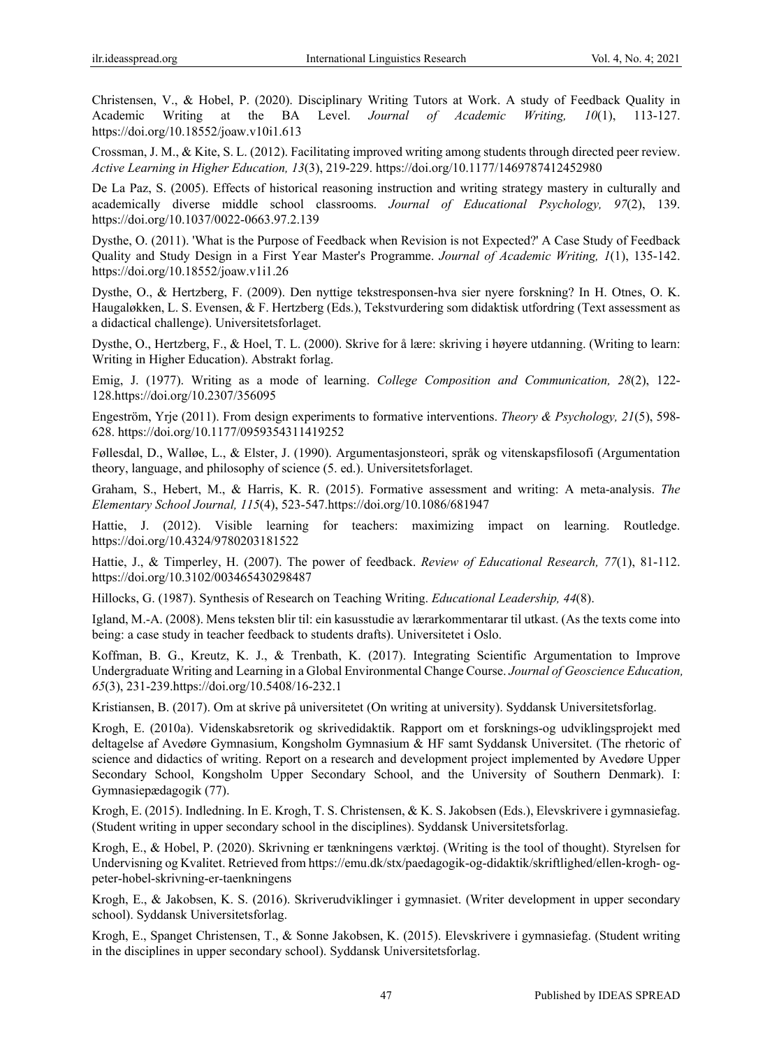Christensen, V., & Hobel, P. (2020). Disciplinary Writing Tutors at Work. A study of Feedback Quality in Academic Writing at the BA Level. *Journal of Academic Writing, 10*(1), 113-127. https://doi.org/10.18552/joaw.v10i1.613

Crossman, J. M., & Kite, S. L. (2012). Facilitating improved writing among students through directed peer review. *Active Learning in Higher Education, 13*(3), 219-229. https://doi.org/10.1177/1469787412452980

De La Paz, S. (2005). Effects of historical reasoning instruction and writing strategy mastery in culturally and academically diverse middle school classrooms. *Journal of Educational Psychology, 97*(2), 139. https://doi.org/10.1037/0022-0663.97.2.139

Dysthe, O. (2011). 'What is the Purpose of Feedback when Revision is not Expected?' A Case Study of Feedback Quality and Study Design in a First Year Master's Programme. *Journal of Academic Writing, 1*(1), 135-142. https://doi.org/10.18552/joaw.v1i1.26

Dysthe, O., & Hertzberg, F. (2009). Den nyttige tekstresponsen-hva sier nyere forskning? In H. Otnes, O. K. Haugaløkken, L. S. Evensen, & F. Hertzberg (Eds.), Tekstvurdering som didaktisk utfordring (Text assessment as a didactical challenge). Universitetsforlaget.

Dysthe, O., Hertzberg, F., & Hoel, T. L. (2000). Skrive for å lære: skriving i høyere utdanning. (Writing to learn: Writing in Higher Education). Abstrakt forlag.

Emig, J. (1977). Writing as a mode of learning. *College Composition and Communication, 28*(2), 122-128.https://doi.org/10.2307/356095

Engeström, Yrje (2011). From design experiments to formative interventions. *Theory & Psychology, 21*(5), 598-628. https://doi.org/10.1177/0959354311419252

Føllesdal, D., Walløe, L., & Elster, J. (1990). Argumentasjonsteori, språk og vitenskapsfilosofi (Argumentation theory, language, and philosophy of science (5. ed.). Universitetsforlaget.

Graham, S., Hebert, M., & Harris, K. R. (2015). Formative assessment and writing: A meta-analysis. *The Elementary School Journal, 115*(4), 523-547.https://doi.org/10.1086/681947

Hattie, J. (2012). Visible learning for teachers: maximizing impact on learning. Routledge. https://doi.org/10.4324/9780203181522

Hattie, J., & Timperley, H. (2007). The power of feedback. *Review of Educational Research, 77*(1), 81-112. https://doi.org/10.3102/003465430298487

Hillocks, G. (1987). Synthesis of Research on Teaching Writing. *Educational Leadership, 44*(8).

Igland, M.-A. (2008). Mens teksten blir til: ein kasusstudie av lærarkommentarar til utkast. (As the texts come into being: a case study in teacher feedback to students drafts). Universitetet i Oslo.

Koffman, B. G., Kreutz, K. J., & Trenbath, K. (2017). Integrating Scientific Argumentation to Improve Undergraduate Writing and Learning in a Global Environmental Change Course. *Journal of Geoscience Education, 65*(3), 231-239.https://doi.org/10.5408/16-232.1

Kristiansen, B. (2017). Om at skrive på universitetet (On writing at university). Syddansk Universitetsforlag.

Krogh, E. (2010a). Videnskabsretorik og skrivedidaktik. Rapport om et forsknings-og udviklingsprojekt med deltagelse af Avedøre Gymnasium, Kongsholm Gymnasium & HF samt Syddansk Universitet. (The rhetoric of science and didactics of writing. Report on a research and development project implemented by Avedøre Upper Secondary School, Kongsholm Upper Secondary School, and the University of Southern Denmark). I: Gymnasiepædagogik (77).

Krogh, E. (2015). Indledning. In E. Krogh, T. S. Christensen, & K. S. Jakobsen (Eds.), Elevskrivere i gymnasiefag. (Student writing in upper secondary school in the disciplines). Syddansk Universitetsforlag.

Krogh, E., & Hobel, P. (2020). Skrivning er tænkningens værktøj. (Writing is the tool of thought). Styrelsen for Undervisning og Kvalitet. Retrieved from https://emu.dk/stx/paedagogik-og-didaktik/skriftlighed/ellen-krogh- og-peter-hobel-skrivning-er-taenkningens

Krogh, E., & Jakobsen, K. S. (2016). Skriverudviklinger i gymnasiet. (Writer development in upper secondary school). Syddansk Universitetsforlag.

Krogh, E., Spanget Christensen, T., & Sonne Jakobsen, K. (2015). Elevskrivere i gymnasiefag. (Student writing in the disciplines in upper secondary school). Syddansk Universitetsforlag.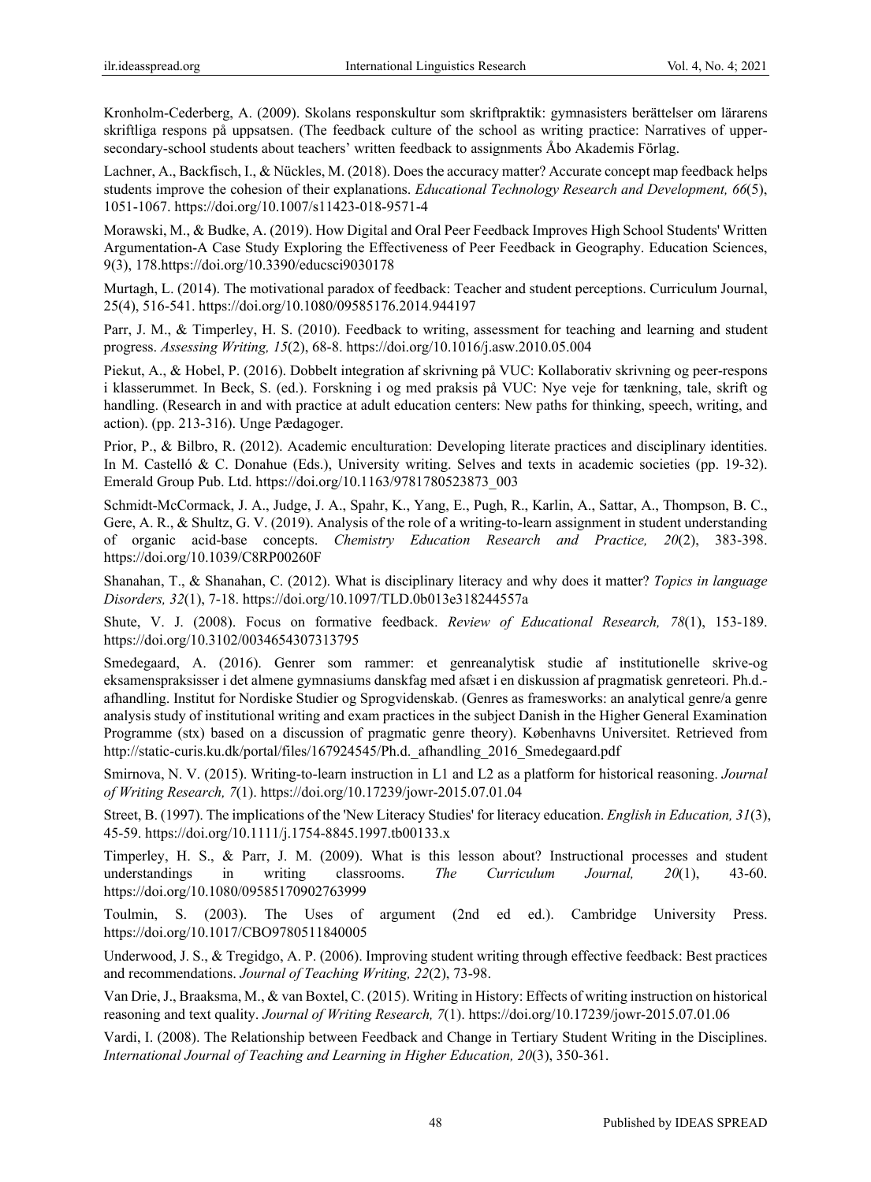Kronholm-Cederberg, A. (2009). Skolans responskultur som skriftpraktik: gymnasisters berättelser om lärarens skriftliga respons på uppsatsen. (The feedback culture of the school as writing practice: Narratives of upper-secondary-school students about teachers' written feedback to assignments Åbo Akademis Förlag.

Lachner, A., Backfisch, I., & Nückles, M. (2018). Does the accuracy matter? Accurate concept map feedback helps students improve the cohesion of their explanations. *Educational Technology Research and Development, 66*(5), 1051-1067. https://doi.org/10.1007/s11423-018-9571-4

Morawski, M., & Budke, A. (2019). How Digital and Oral Peer Feedback Improves High School Students' Written Argumentation-A Case Study Exploring the Effectiveness of Peer Feedback in Geography. Education Sciences, 9(3), 178.https://doi.org/10.3390/educsci9030178

Murtagh, L. (2014). The motivational paradox of feedback: Teacher and student perceptions. Curriculum Journal, 25(4), 516-541. https://doi.org/10.1080/09585176.2014.944197

Parr, J. M., & Timperley, H. S. (2010). Feedback to writing, assessment for teaching and learning and student progress. *Assessing Writing, 15*(2), 68-8. https://doi.org/10.1016/j.asw.2010.05.004

Piekut, A., & Hobel, P. (2016). Dobbelt integration af skrivning på VUC: Kollaborativ skrivning og peer-respons i klasserummet. In Beck, S. (ed.). Forskning i og med praksis på VUC: Nye veje for tænkning, tale, skrift og handling. (Research in and with practice at adult education centers: New paths for thinking, speech, writing, and action). (pp. 213-316). Unge Pædagoger.

Prior, P., & Bilbro, R. (2012). Academic enculturation: Developing literate practices and disciplinary identities. In M. Castelló & C. Donahue (Eds.), University writing. Selves and texts in academic societies (pp. 19-32). Emerald Group Pub. Ltd. https://doi.org/10.1163/9781780523873_003

Schmidt-McCormack, J. A., Judge, J. A., Spahr, K., Yang, E., Pugh, R., Karlin, A., Sattar, A., Thompson, B. C., Gere, A. R., & Shultz, G. V. (2019). Analysis of the role of a writing-to-learn assignment in student understanding of organic acid-base concepts. *Chemistry Education Research and Practice, 20*(2), 383-398. https://doi.org/10.1039/C8RP00260F

Shanahan, T., & Shanahan, C. (2012). What is disciplinary literacy and why does it matter? *Topics in language Disorders, 32*(1), 7-18. https://doi.org/10.1097/TLD.0b013e318244557a

Shute, V. J. (2008). Focus on formative feedback. *Review of Educational Research, 78*(1), 153-189. https://doi.org/10.3102/0034654307313795

Smedegaard, A. (2016). Genrer som rammer: et genreanalytisk studie af institutionelle skrive-og eksamenspraksisser i det almene gymnasiums danskfag med afsæt i en diskussion af pragmatisk genreteori. Ph.d.-afhandling. Institut for Nordiske Studier og Sprogvidenskab. (Genres as framesworks: an analytical genre/a genre analysis study of institutional writing and exam practices in the subject Danish in the Higher General Examination Programme (stx) based on a discussion of pragmatic genre theory). Københavns Universitet. Retrieved from http://static-curis.ku.dk/portal/files/167924545/Ph.d._afhandling_2016_Smedegaard.pdf

Smirnova, N. V. (2015). Writing-to-learn instruction in L1 and L2 as a platform for historical reasoning. *Journal of Writing Research, 7*(1). https://doi.org/10.17239/jowr-2015.07.01.04

Street, B. (1997). The implications of the 'New Literacy Studies' for literacy education. *English in Education, 31*(3), 45-59. https://doi.org/10.1111/j.1754-8845.1997.tb00133.x

Timperley, H. S., & Parr, J. M. (2009). What is this lesson about? Instructional processes and student understandings in writing classrooms. *The Curriculum Journal, 20*(1), 43-60. https://doi.org/10.1080/09585170902763999

Toulmin, S. (2003). The Uses of argument (2nd ed ed.). Cambridge University Press. https://doi.org/10.1017/CBO9780511840005

Underwood, J. S., & Tregidgo, A. P. (2006). Improving student writing through effective feedback: Best practices and recommendations. *Journal of Teaching Writing, 22*(2), 73-98.

Van Drie, J., Braaksma, M., & van Boxtel, C. (2015). Writing in History: Effects of writing instruction on historical reasoning and text quality. *Journal of Writing Research, 7*(1). https://doi.org/10.17239/jowr-2015.07.01.06

Vardi, I. (2008). The Relationship between Feedback and Change in Tertiary Student Writing in the Disciplines. *International Journal of Teaching and Learning in Higher Education, 20*(3), 350-361.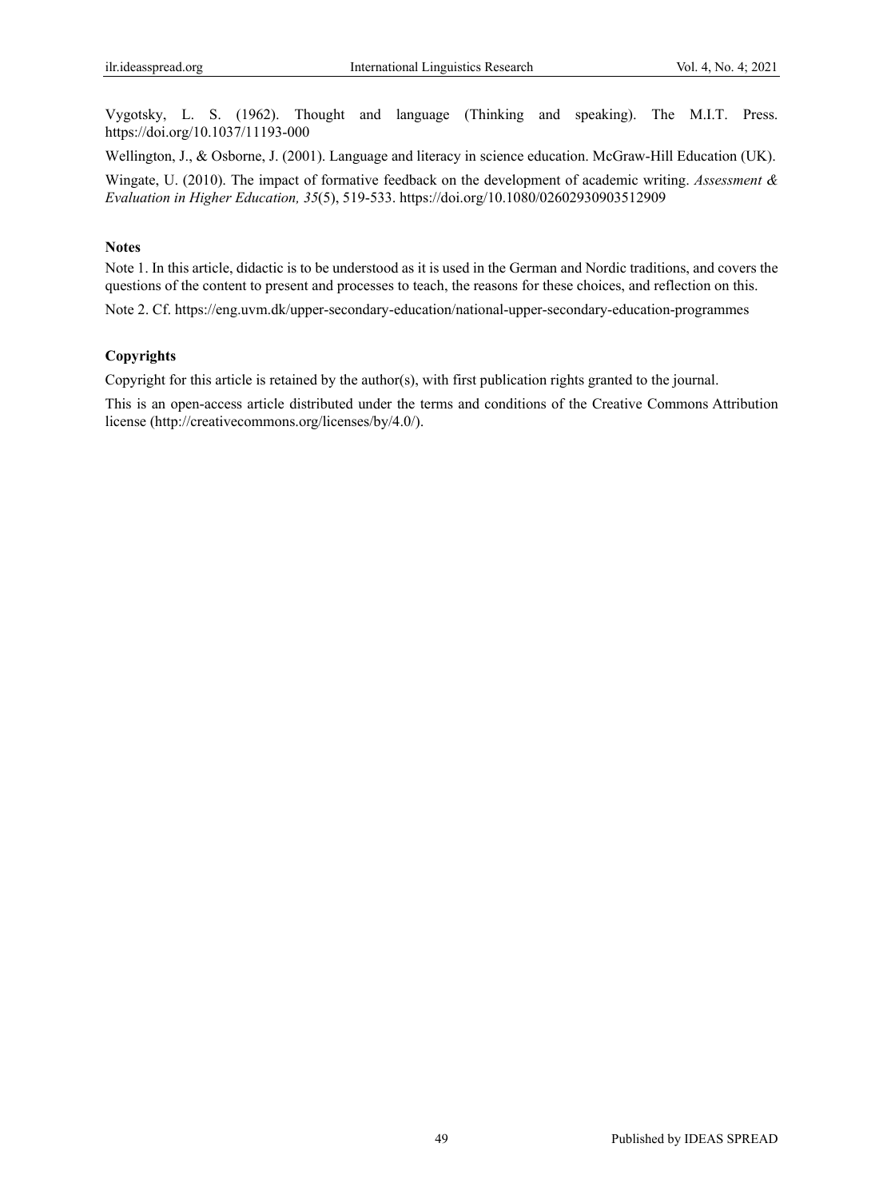Vygotsky, L. S. (1962). Thought and language (Thinking and speaking). The M.I.T. Press. https://doi.org/10.1037/11193-000

Wellington, J., & Osborne, J. (2001). Language and literacy in science education. McGraw-Hill Education (UK).

Wingate, U. (2010). The impact of formative feedback on the development of academic writing. *Assessment & Evaluation in Higher Education, 35*(5), 519-533. https://doi.org/10.1080/02602930903512909

**Notes**

Note 1. In this article, didactic is to be understood as it is used in the German and Nordic traditions, and covers the questions of the content to present and processes to teach, the reasons for these choices, and reflection on this.

Note 2. Cf. https://eng.uvm.dk/upper-secondary-education/national-upper-secondary-education-programmes

**Copyrights**

Copyright for this article is retained by the author(s), with first publication rights granted to the journal.

This is an open-access article distributed under the terms and conditions of the Creative Commons Attribution license (http://creativecommons.org/licenses/by/4.0/).